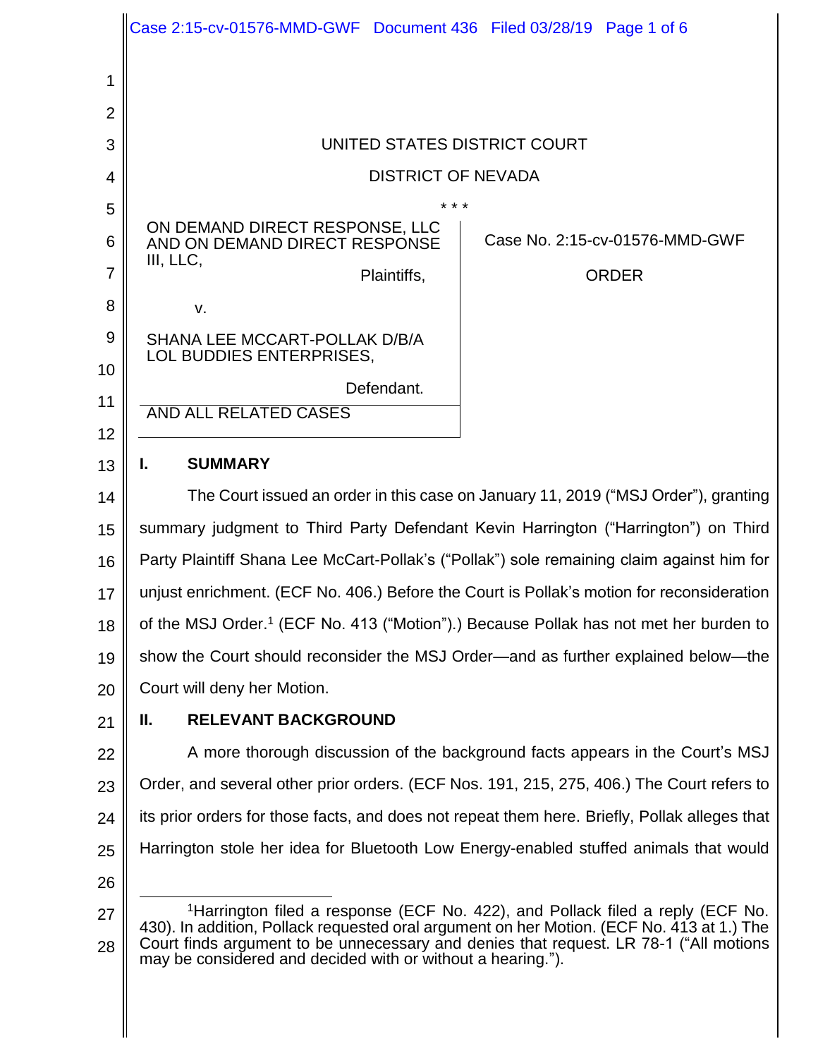UNITED STATES DISTRICT COURT

DISTRICT OF NEVADA

\* \* \*

ON DEMAND DIRECT RESPONSE, LLC AND ON DEMAND DIRECT RESPONSE III, LLC,

Plaintiffs,

v.

SHANA LEE MCCART-POLLAK D/B/A LOL BUDDIES ENTERPRISES,

Defendant.

AND ALL RELATED CASES

Case No. 2:15-cv-01576-MMD-GWF

ORDER

## I. SUMMARY

The Court issued an order in this case on January 11, 2019 ("MSJ Order"), granting summary judgment to Third Party Defendant Kevin Harrington ("Harrington") on Third Party Plaintiff Shana Lee McCart-Pollak's ("Pollak") sole remaining claim against him for unjust enrichment. (ECF No. 406.) Before the Court is Pollak's motion for reconsideration of the MSJ Order.[1] (ECF No. 413 ("Motion").) Because Pollak has not met her burden to show the Court should reconsider the MSJ Order—and as further explained below—the Court will deny her Motion.

## II. RELEVANT BACKGROUND

A more thorough discussion of the background facts appears in the Court's MSJ Order, and several other prior orders. (ECF Nos. 191, 215, 275, 406.) The Court refers to its prior orders for those facts, and does not repeat them here. Briefly, Pollak alleges that Harrington stole her idea for Bluetooth Low Energy-enabled stuffed animals that would

---

[1]Harrington filed a response (ECF No. 422), and Pollack filed a reply (ECF No. 430). In addition, Pollack requested oral argument on her Motion. (ECF No. 413 at 1.) The Court finds argument to be unnecessary and denies that request. LR 78-1 ("All motions may be considered and decided with or without a hearing.").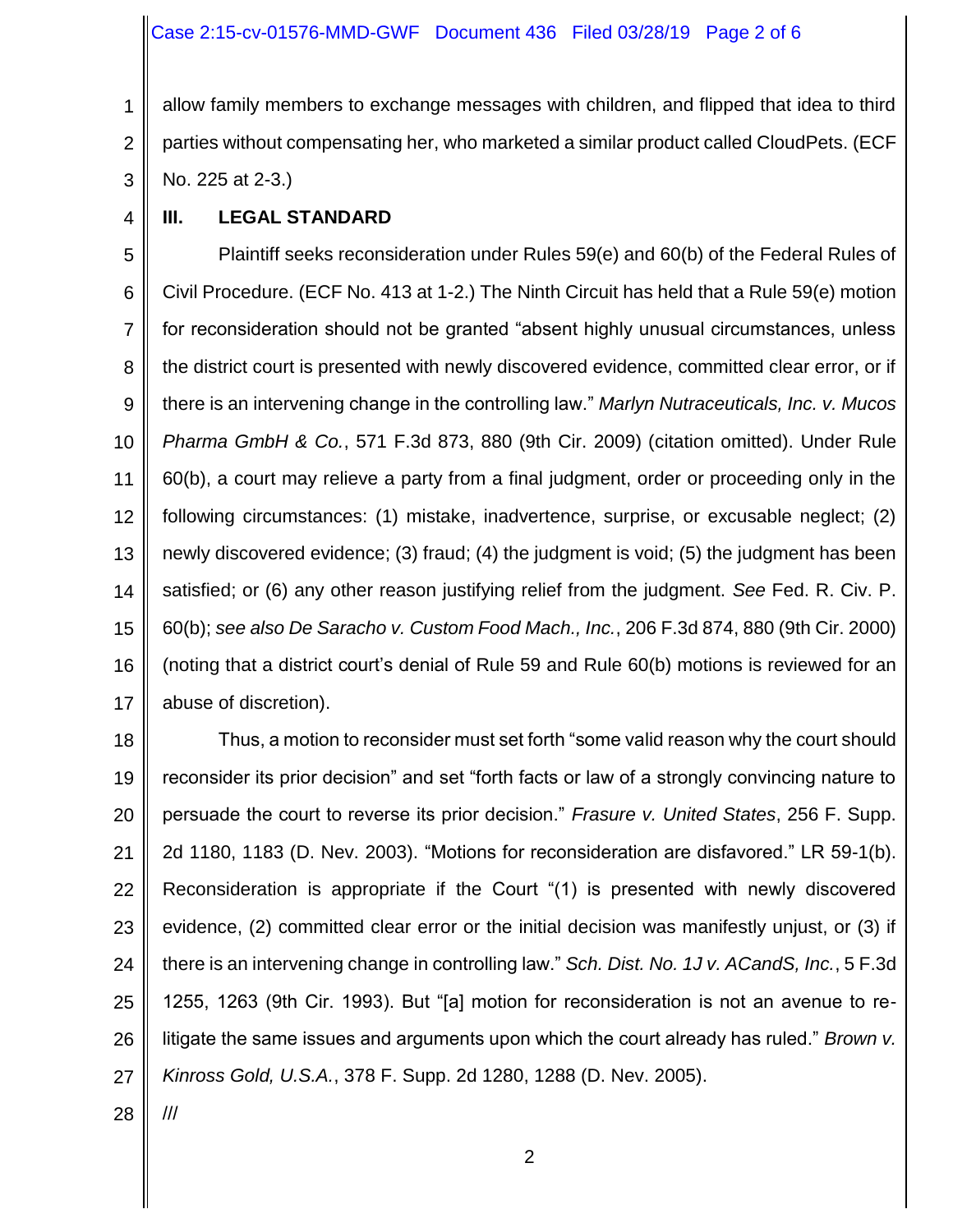allow family members to exchange messages with children, and flipped that idea to third parties without compensating her, who marketed a similar product called CloudPets. (ECF No. 225 at 2-3.)

## III. LEGAL STANDARD

Plaintiff seeks reconsideration under Rules 59(e) and 60(b) of the Federal Rules of Civil Procedure. (ECF No. 413 at 1-2.) The Ninth Circuit has held that a Rule 59(e) motion for reconsideration should not be granted "absent highly unusual circumstances, unless the district court is presented with newly discovered evidence, committed clear error, or if there is an intervening change in the controlling law." *Marlyn Nutraceuticals, Inc. v. Mucos Pharma GmbH & Co.*, 571 F.3d 873, 880 (9th Cir. 2009) (citation omitted). Under Rule 60(b), a court may relieve a party from a final judgment, order or proceeding only in the following circumstances: (1) mistake, inadvertence, surprise, or excusable neglect; (2) newly discovered evidence; (3) fraud; (4) the judgment is void; (5) the judgment has been satisfied; or (6) any other reason justifying relief from the judgment. *See* Fed. R. Civ. P. 60(b); *see also De Saracho v. Custom Food Mach., Inc.*, 206 F.3d 874, 880 (9th Cir. 2000) (noting that a district court's denial of Rule 59 and Rule 60(b) motions is reviewed for an abuse of discretion).

Thus, a motion to reconsider must set forth "some valid reason why the court should reconsider its prior decision" and set "forth facts or law of a strongly convincing nature to persuade the court to reverse its prior decision." *Frasure v. United States*, 256 F. Supp. 2d 1180, 1183 (D. Nev. 2003). "Motions for reconsideration are disfavored." LR 59-1(b). Reconsideration is appropriate if the Court "(1) is presented with newly discovered evidence, (2) committed clear error or the initial decision was manifestly unjust, or (3) if there is an intervening change in controlling law." *Sch. Dist. No. 1J v. ACandS, Inc.*, 5 F.3d 1255, 1263 (9th Cir. 1993). But "[a] motion for reconsideration is not an avenue to re-litigate the same issues and arguments upon which the court already has ruled." *Brown v. Kinross Gold, U.S.A.*, 378 F. Supp. 2d 1280, 1288 (D. Nev. 2005).

///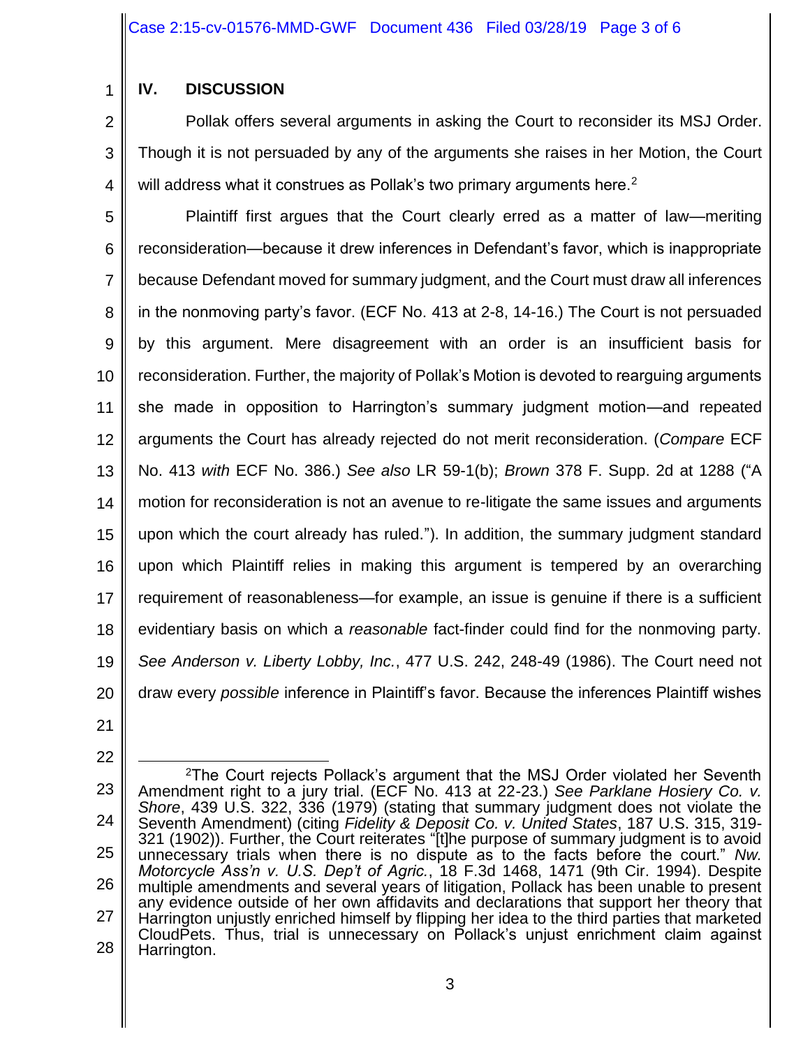## IV. DISCUSSION

Pollak offers several arguments in asking the Court to reconsider its MSJ Order. Though it is not persuaded by any of the arguments she raises in her Motion, the Court will address what it construes as Pollak's two primary arguments here.[2]

Plaintiff first argues that the Court clearly erred as a matter of law—meriting reconsideration—because it drew inferences in Defendant's favor, which is inappropriate because Defendant moved for summary judgment, and the Court must draw all inferences in the nonmoving party's favor. (ECF No. 413 at 2-8, 14-16.) The Court is not persuaded by this argument. Mere disagreement with an order is an insufficient basis for reconsideration. Further, the majority of Pollak's Motion is devoted to rearguing arguments she made in opposition to Harrington's summary judgment motion—and repeated arguments the Court has already rejected do not merit reconsideration. (*Compare* ECF No. 413 *with* ECF No. 386.) *See also* LR 59-1(b); *Brown* 378 F. Supp. 2d at 1288 ("A motion for reconsideration is not an avenue to re-litigate the same issues and arguments upon which the court already has ruled."). In addition, the summary judgment standard upon which Plaintiff relies in making this argument is tempered by an overarching requirement of reasonableness—for example, an issue is genuine if there is a sufficient evidentiary basis on which a *reasonable* fact-finder could find for the nonmoving party. *See Anderson v. Liberty Lobby, Inc.*, 477 U.S. 242, 248-49 (1986). The Court need not draw every *possible* inference in Plaintiff's favor. Because the inferences Plaintiff wishes

---

[2] The Court rejects Pollack's argument that the MSJ Order violated her Seventh Amendment right to a jury trial. (ECF No. 413 at 22-23.) *See Parklane Hosiery Co. v. Shore*, 439 U.S. 322, 336 (1979) (stating that summary judgment does not violate the Seventh Amendment) (citing *Fidelity & Deposit Co. v. United States*, 187 U.S. 315, 319-321 (1902)). Further, the Court reiterates "[t]he purpose of summary judgment is to avoid unnecessary trials when there is no dispute as to the facts before the court." *Nw. Motorcycle Ass'n v. U.S. Dep't of Agric.*, 18 F.3d 1468, 1471 (9th Cir. 1994). Despite multiple amendments and several years of litigation, Pollack has been unable to present any evidence outside of her own affidavits and declarations that support her theory that Harrington unjustly enriched himself by flipping her idea to the third parties that marketed CloudPets. Thus, trial is unnecessary on Pollack's unjust enrichment claim against Harrington.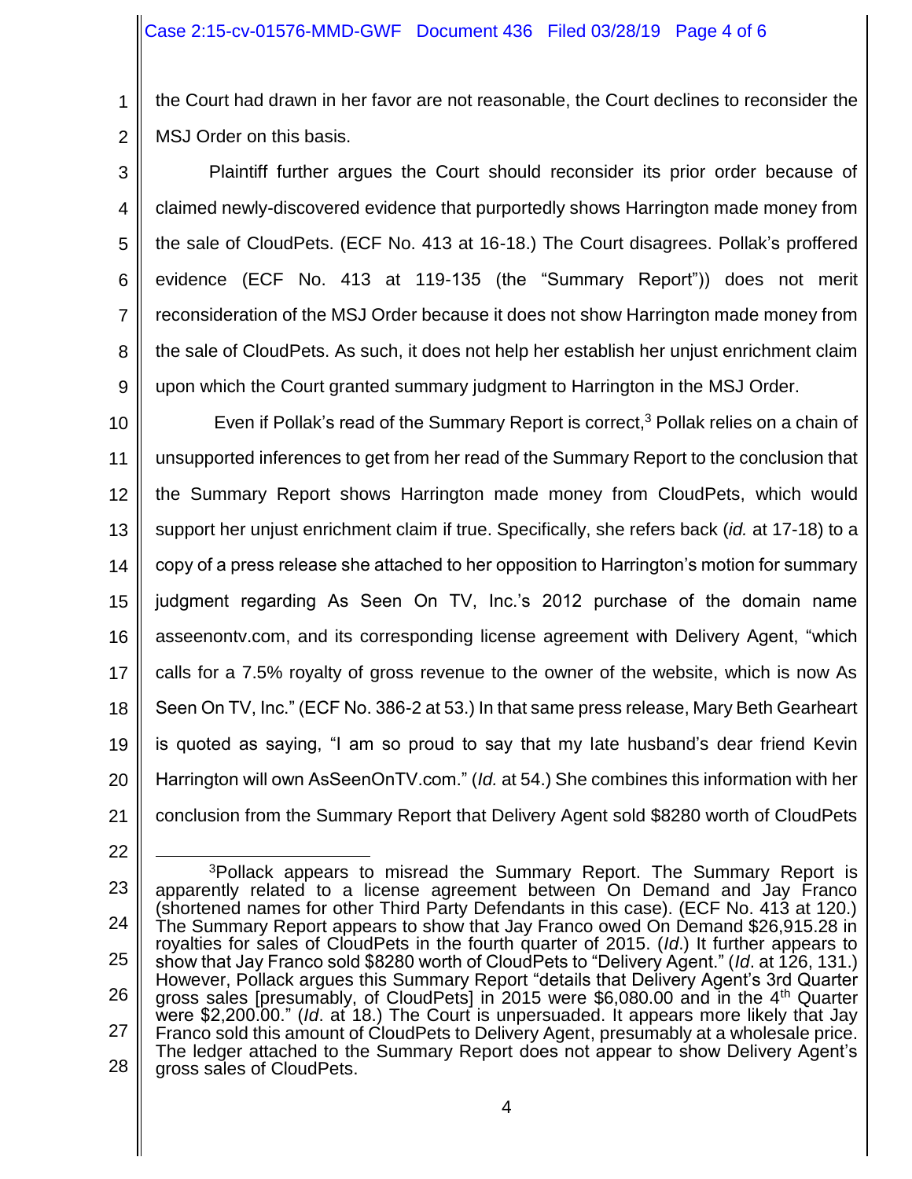the Court had drawn in her favor are not reasonable, the Court declines to reconsider the MSJ Order on this basis.

Plaintiff further argues the Court should reconsider its prior order because of claimed newly-discovered evidence that purportedly shows Harrington made money from the sale of CloudPets. (ECF No. 413 at 16-18.) The Court disagrees. Pollak's proffered evidence (ECF No. 413 at 119-135 (the "Summary Report")) does not merit reconsideration of the MSJ Order because it does not show Harrington made money from the sale of CloudPets. As such, it does not help her establish her unjust enrichment claim upon which the Court granted summary judgment to Harrington in the MSJ Order.

Even if Pollak's read of the Summary Report is correct,[3] Pollak relies on a chain of unsupported inferences to get from her read of the Summary Report to the conclusion that the Summary Report shows Harrington made money from CloudPets, which would support her unjust enrichment claim if true. Specifically, she refers back (*id.* at 17-18) to a copy of a press release she attached to her opposition to Harrington's motion for summary judgment regarding As Seen On TV, Inc.'s 2012 purchase of the domain name asseenontv.com, and its corresponding license agreement with Delivery Agent, "which calls for a 7.5% royalty of gross revenue to the owner of the website, which is now As Seen On TV, Inc." (ECF No. 386-2 at 53.) In that same press release, Mary Beth Gearheart is quoted as saying, "I am so proud to say that my late husband's dear friend Kevin Harrington will own AsSeenOnTV.com." (*Id.* at 54.) She combines this information with her conclusion from the Summary Report that Delivery Agent sold $8280 worth of CloudPets

---

[3]Pollack appears to misread the Summary Report. The Summary Report is apparently related to a license agreement between On Demand and Jay Franco (shortened names for other Third Party Defendants in this case). (ECF No. 413 at 120.) The Summary Report appears to show that Jay Franco owed On Demand $26,915.28 in royalties for sales of CloudPets in the fourth quarter of 2015. (*Id*.) It further appears to show that Jay Franco sold $8280 worth of CloudPets to "Delivery Agent." (*Id*. at 126, 131.) However, Pollack argues this Summary Report "details that Delivery Agent's 3rd Quarter gross sales [presumably, of CloudPets] in 2015 were $6,080.00 and in the 4th Quarter were $2,200.00." (*Id*. at 18.) The Court is unpersuaded. It appears more likely that Jay Franco sold this amount of CloudPets to Delivery Agent, presumably at a wholesale price. The ledger attached to the Summary Report does not appear to show Delivery Agent's gross sales of CloudPets.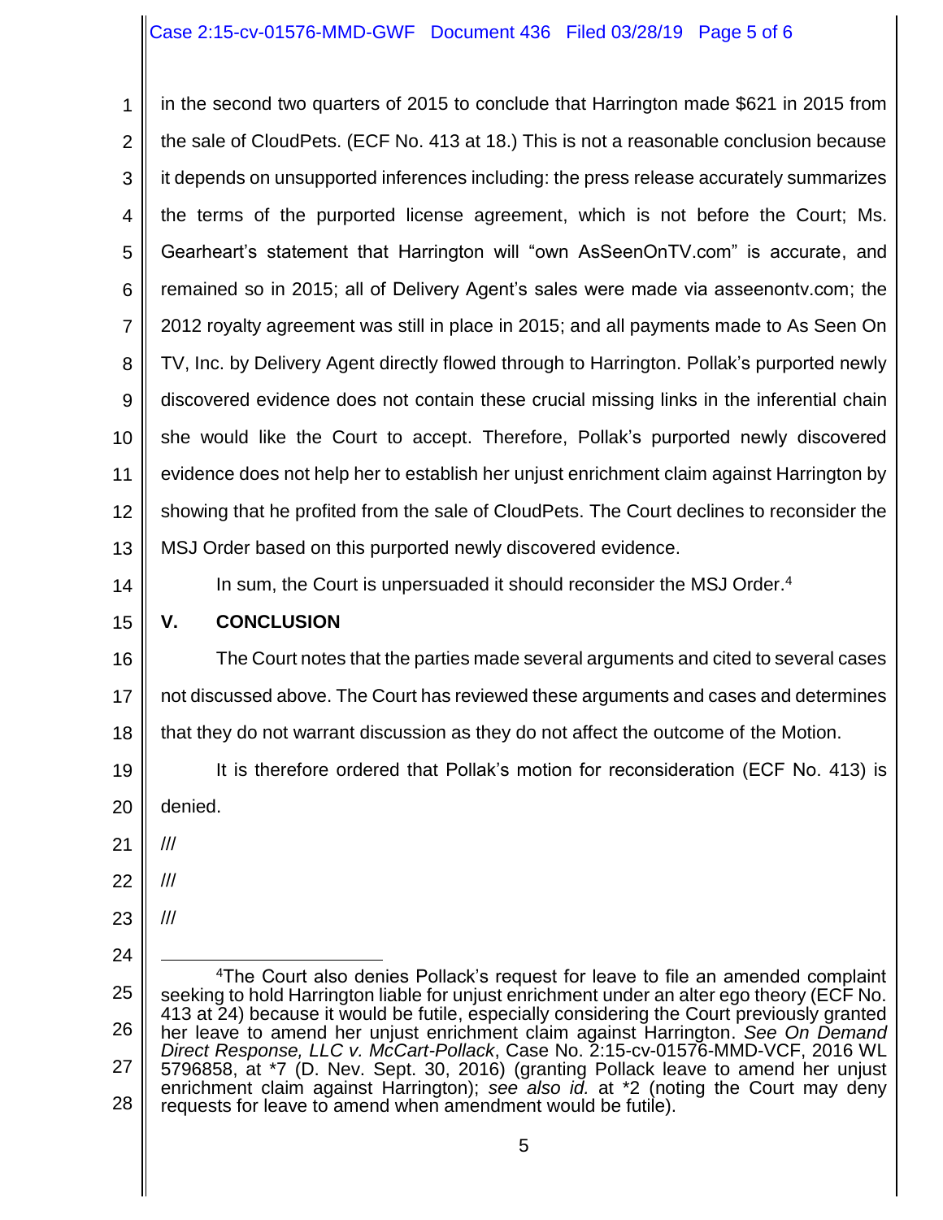in the second two quarters of 2015 to conclude that Harrington made $621 in 2015 from the sale of CloudPets. (ECF No. 413 at 18.) This is not a reasonable conclusion because it depends on unsupported inferences including: the press release accurately summarizes the terms of the purported license agreement, which is not before the Court; Ms. Gearheart's statement that Harrington will "own AsSeenOnTV.com" is accurate, and remained so in 2015; all of Delivery Agent's sales were made via asseenontv.com; the 2012 royalty agreement was still in place in 2015; and all payments made to As Seen On TV, Inc. by Delivery Agent directly flowed through to Harrington. Pollak's purported newly discovered evidence does not contain these crucial missing links in the inferential chain she would like the Court to accept. Therefore, Pollak's purported newly discovered evidence does not help her to establish her unjust enrichment claim against Harrington by showing that he profited from the sale of CloudPets. The Court declines to reconsider the MSJ Order based on this purported newly discovered evidence.

In sum, the Court is unpersuaded it should reconsider the MSJ Order.[4]

## V. CONCLUSION

The Court notes that the parties made several arguments and cited to several cases not discussed above. The Court has reviewed these arguments and cases and determines that they do not warrant discussion as they do not affect the outcome of the Motion.

It is therefore ordered that Pollak's motion for reconsideration (ECF No. 413) is denied.

///

///

///

---

[4]The Court also denies Pollack's request for leave to file an amended complaint seeking to hold Harrington liable for unjust enrichment under an alter ego theory (ECF No. 413 at 24) because it would be futile, especially considering the Court previously granted her leave to amend her unjust enrichment claim against Harrington. *See On Demand Direct Response, LLC v. McCart-Pollack*, Case No. 2:15-cv-01576-MMD-VCF, 2016 WL 5796858, at *7 (D. Nev. Sept. 30, 2016) (granting Pollack leave to amend her unjust enrichment claim against Harrington); *see also id.* at *2 (noting the Court may deny requests for leave to amend when amendment would be futile).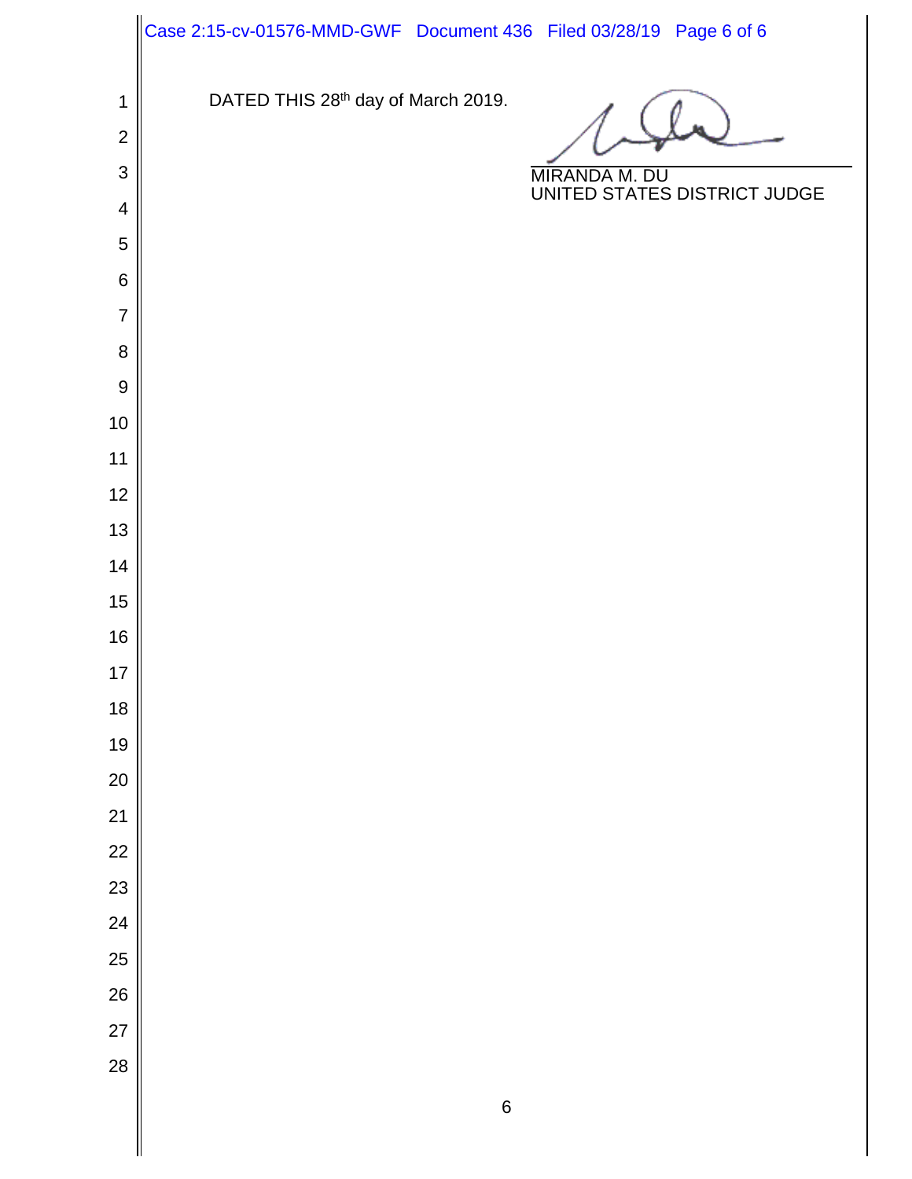DATED THIS 28th day of March 2019.

MIRANDA M. DU
UNITED STATES DISTRICT JUDGE